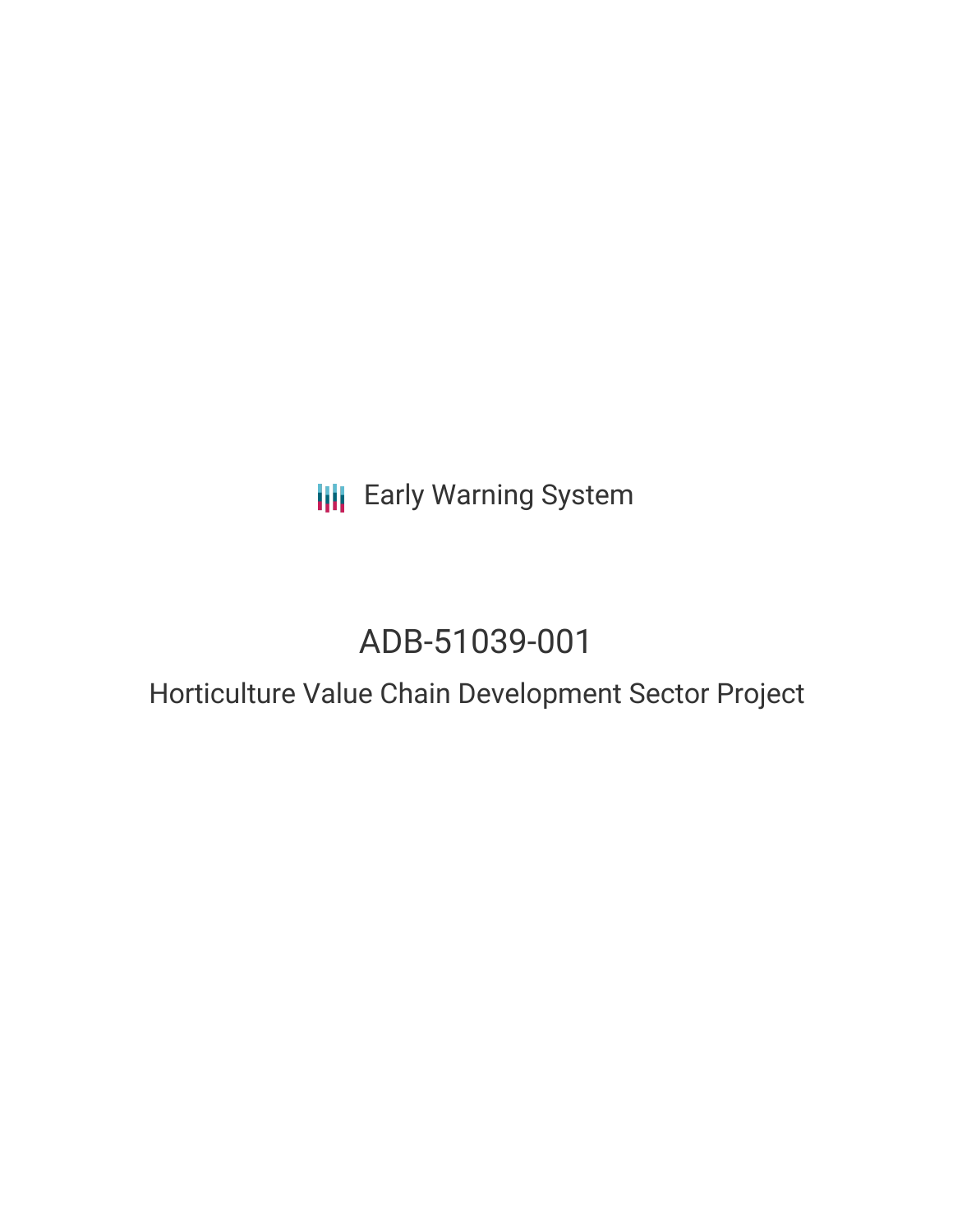Early Warning System

# ADB-51039-001

## Horticulture Value Chain Development Sector Project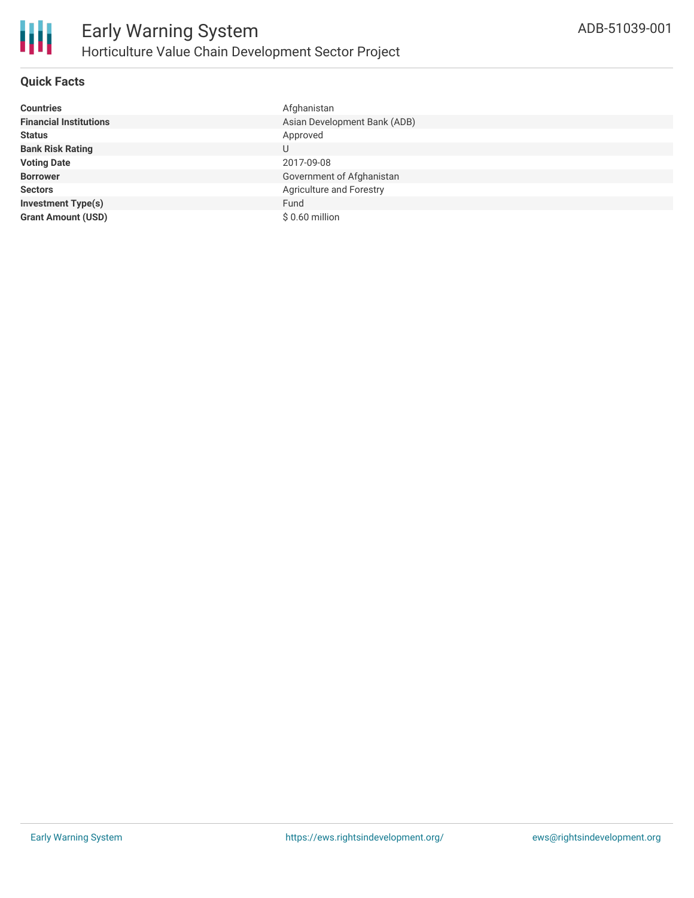# Early Warning System

## Horticulture Value Chain Development Sector Project

ADB-51039-001

### Quick Facts

| | |
|---|---|
| **Countries** | Afghanistan |
| **Financial Institutions** | Asian Development Bank (ADB) |
| **Status** | Approved |
| **Bank Risk Rating** | U |
| **Voting Date** | 2017-09-08 |
| **Borrower** | Government of Afghanistan |
| **Sectors** | Agriculture and Forestry |
| **Investment Type(s)** | Fund |
| **Grant Amount (USD)** | $ 0.60 million |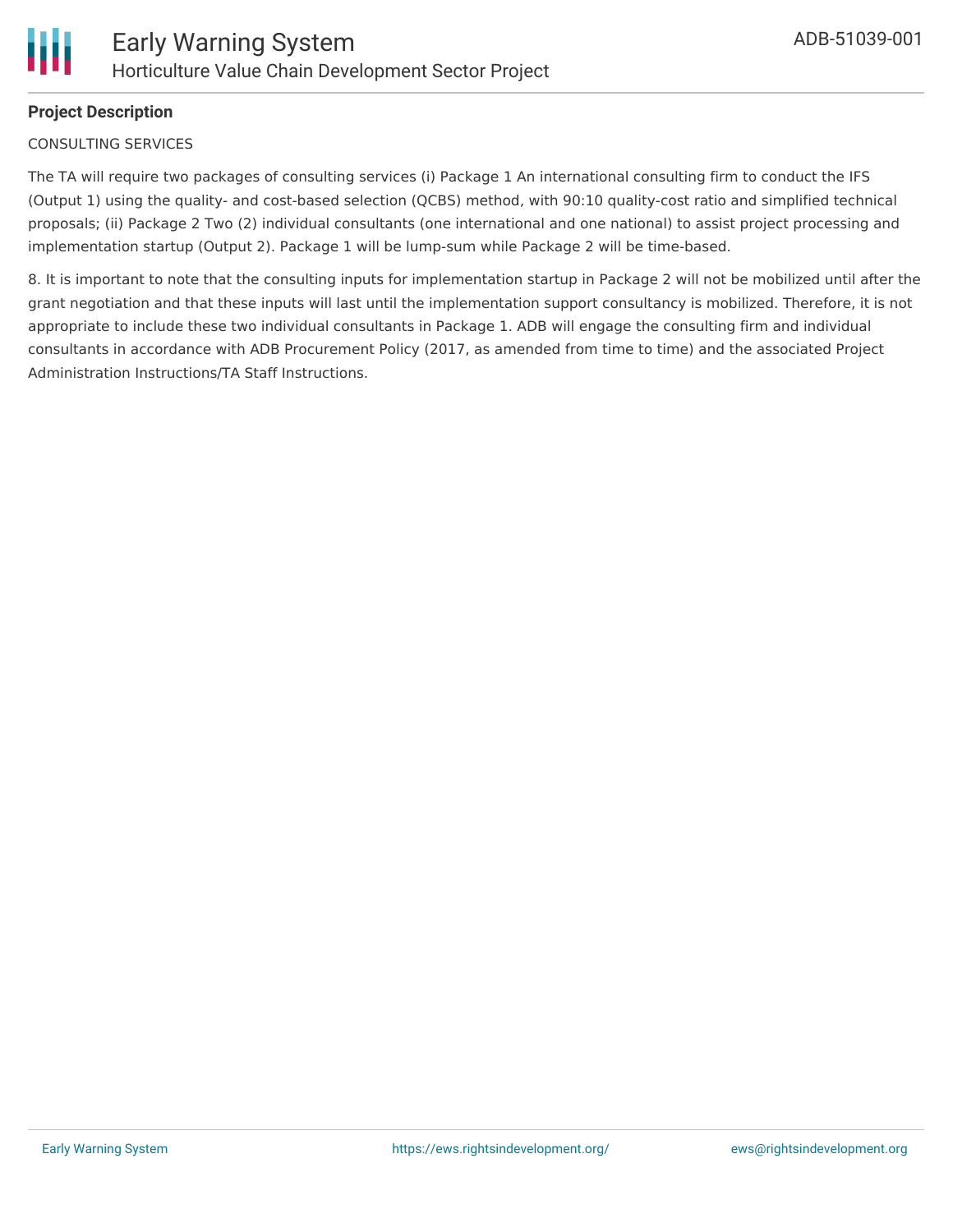**Project Description**

CONSULTING SERVICES

The TA will require two packages of consulting services (i) Package 1 An international consulting firm to conduct the IFS (Output 1) using the quality- and cost-based selection (QCBS) method, with 90:10 quality-cost ratio and simplified technical proposals; (ii) Package 2 Two (2) individual consultants (one international and one national) to assist project processing and implementation startup (Output 2). Package 1 will be lump-sum while Package 2 will be time-based.

8. It is important to note that the consulting inputs for implementation startup in Package 2 will not be mobilized until after the grant negotiation and that these inputs will last until the implementation support consultancy is mobilized. Therefore, it is not appropriate to include these two individual consultants in Package 1. ADB will engage the consulting firm and individual consultants in accordance with ADB Procurement Policy (2017, as amended from time to time) and the associated Project Administration Instructions/TA Staff Instructions.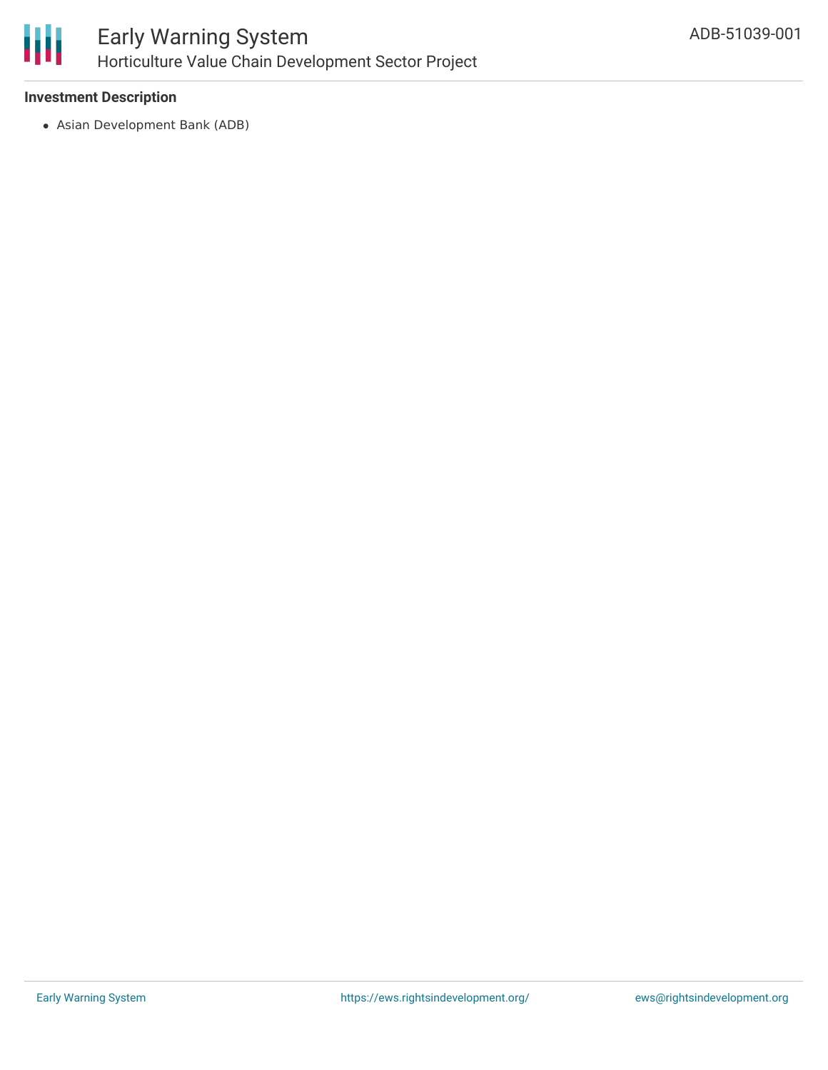**Investment Description**

- Asian Development Bank (ADB)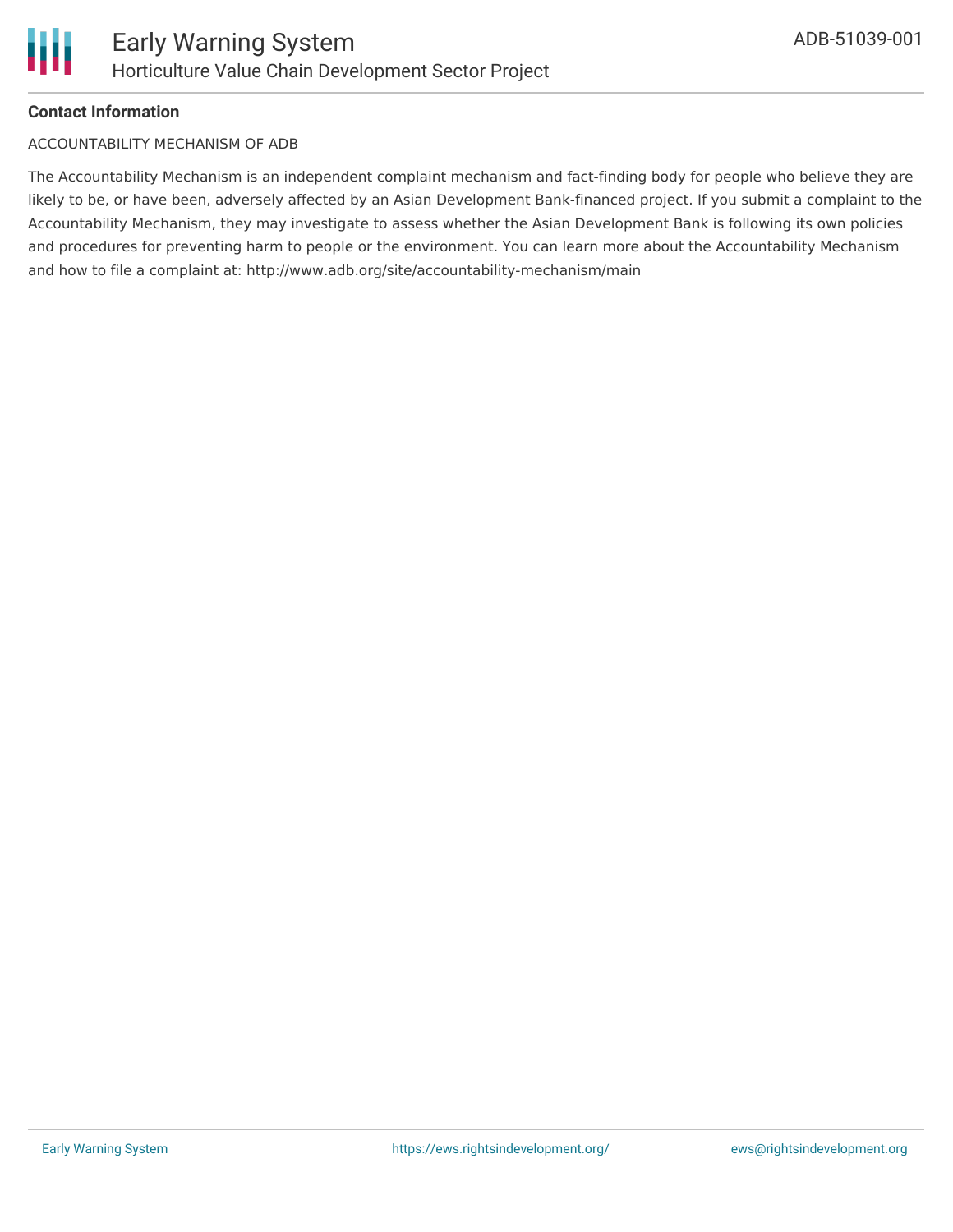**Contact Information**

ACCOUNTABILITY MECHANISM OF ADB

The Accountability Mechanism is an independent complaint mechanism and fact-finding body for people who believe they are likely to be, or have been, adversely affected by an Asian Development Bank-financed project. If you submit a complaint to the Accountability Mechanism, they may investigate to assess whether the Asian Development Bank is following its own policies and procedures for preventing harm to people or the environment. You can learn more about the Accountability Mechanism and how to file a complaint at: http://www.adb.org/site/accountability-mechanism/main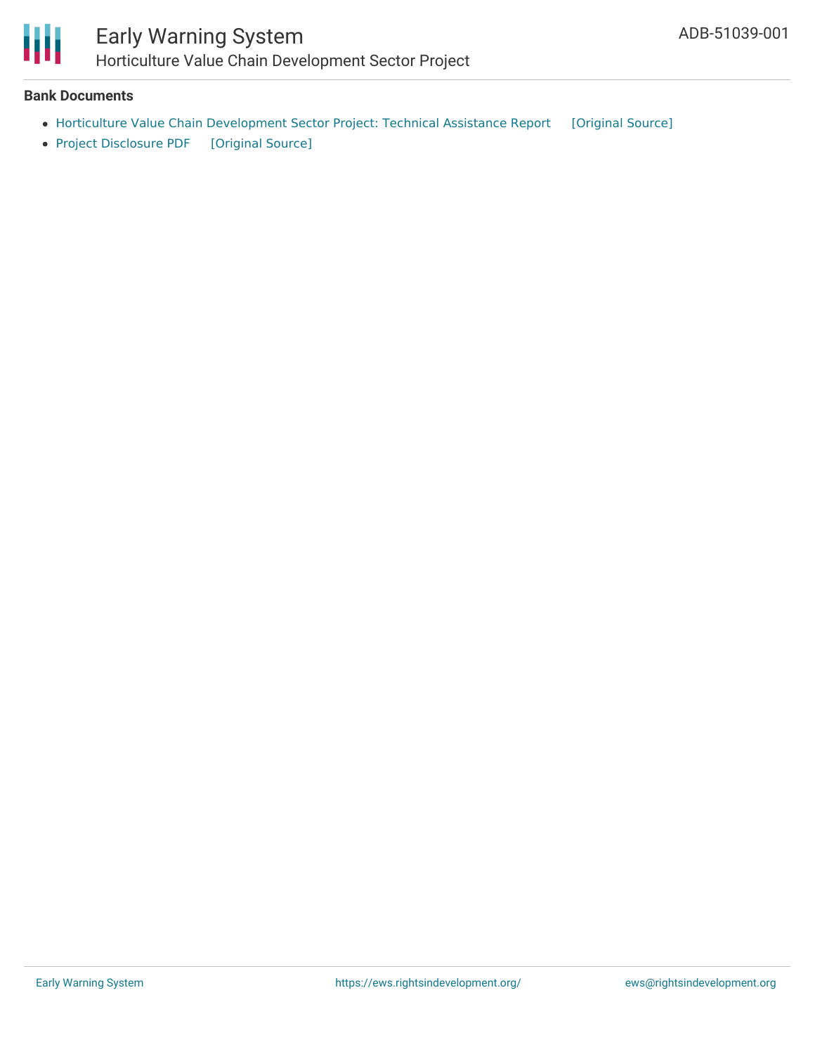## Bank Documents

- Horticulture Value Chain Development Sector Project: Technical Assistance Report [Original Source]
- Project Disclosure PDF [Original Source]